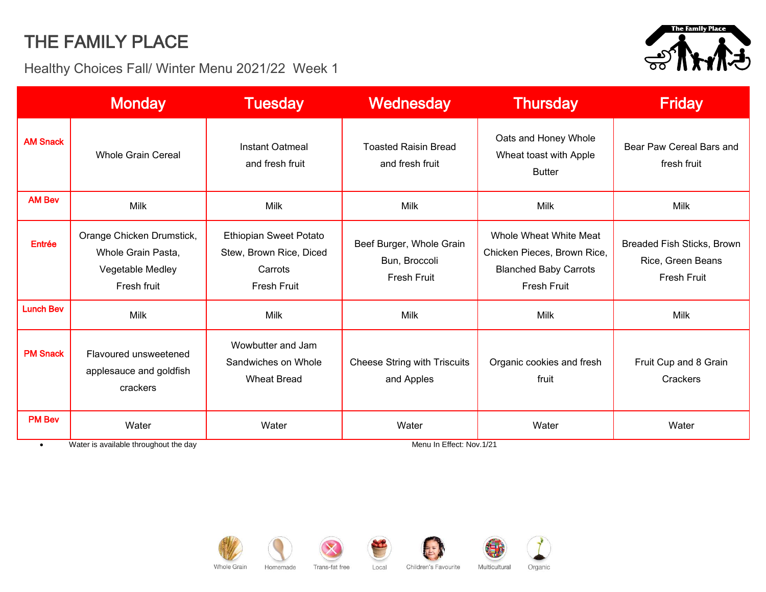# THE FAMILY PLACE

Healthy Choices Fall/ Winter Menu 2021/22 Week 1

| | Monday | Tuesday | Wednesday | Thursday | Friday |
|---|---|---|---|---|---|
| AM Snack | Whole Grain Cereal | Instant Oatmeal and fresh fruit | Toasted Raisin Bread and fresh fruit | Oats and Honey Whole Wheat toast with Apple Butter | Bear Paw Cereal Bars and fresh fruit |
| AM Bev | Milk | Milk | Milk | Milk | Milk |
| Entrée | Orange Chicken Drumstick, Whole Grain Pasta, Vegetable Medley Fresh fruit | Ethiopian Sweet Potato Stew, Brown Rice, Diced Carrots Fresh Fruit | Beef Burger, Whole Grain Bun, Broccoli Fresh Fruit | Whole Wheat White Meat Chicken Pieces, Brown Rice, Blanched Baby Carrots Fresh Fruit | Breaded Fish Sticks, Brown Rice, Green Beans Fresh Fruit |
| Lunch Bev | Milk | Milk | Milk | Milk | Milk |
| PM Snack | Flavoured unsweetened applesauce and goldfish crackers | Wowbutter and Jam Sandwiches on Whole Wheat Bread | Cheese String with Triscuits and Apples | Organic cookies and fresh fruit | Fruit Cup and 8 Grain Crackers |
| PM Bev | Water | Water | Water | Water | Water |

- Water is available throughout the day

Menu In Effect: Nov.1/21

Whole Grain · Homemade · Trans-fat free · Local · Children's Favourite · Multicultural · Organic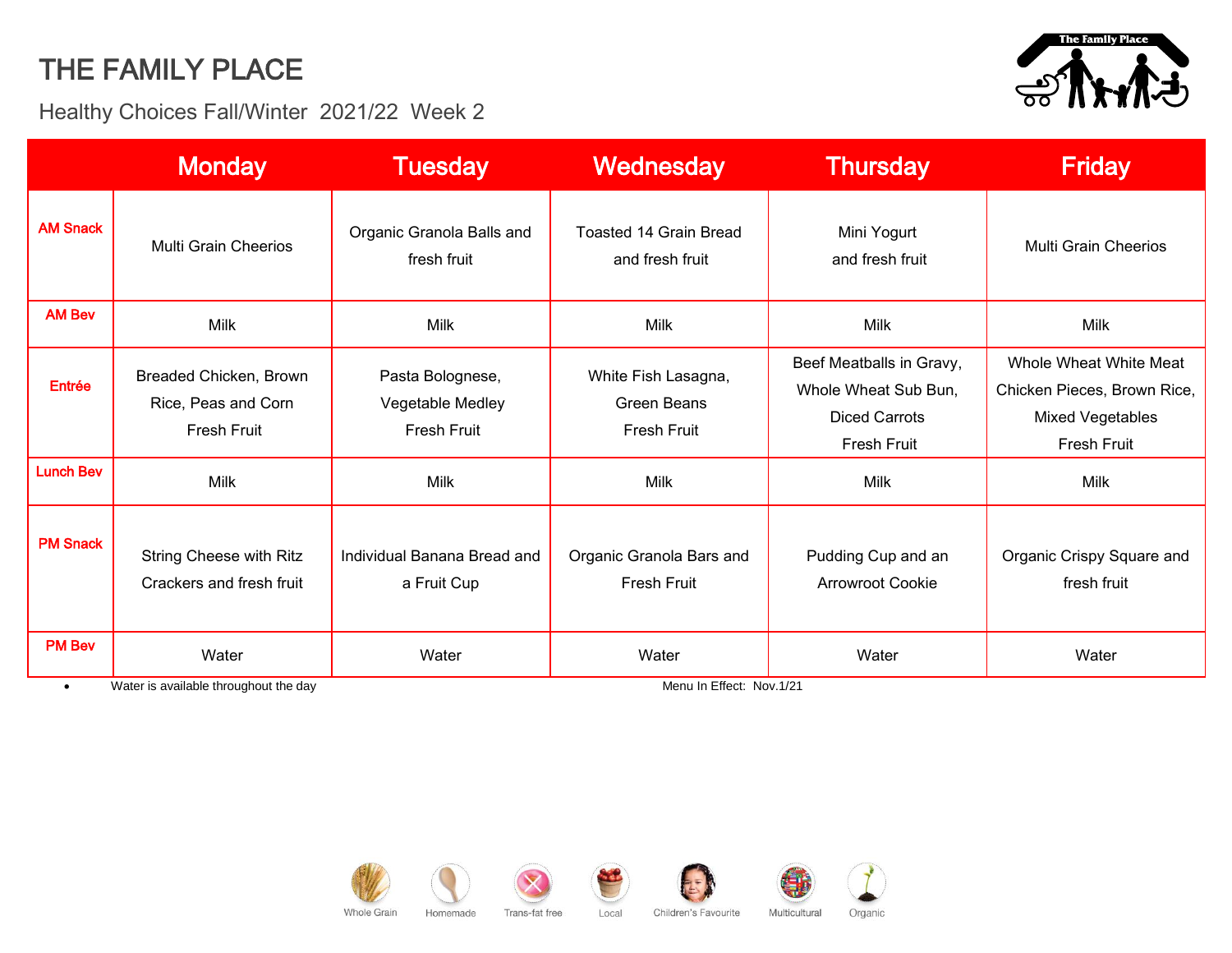# THE FAMILY PLACE

Healthy Choices Fall/Winter 2021/22 Week 2

| | Monday | Tuesday | Wednesday | Thursday | Friday |
|---|---|---|---|---|---|
| AM Snack | Multi Grain Cheerios | Organic Granola Balls and fresh fruit | Toasted 14 Grain Bread and fresh fruit | Mini Yogurt and fresh fruit | Multi Grain Cheerios |
| AM Bev | Milk | Milk | Milk | Milk | Milk |
| Entrée | Breaded Chicken, Brown Rice, Peas and Corn Fresh Fruit | Pasta Bolognese, Vegetable Medley Fresh Fruit | White Fish Lasagna, Green Beans Fresh Fruit | Beef Meatballs in Gravy, Whole Wheat Sub Bun, Diced Carrots Fresh Fruit | Whole Wheat White Meat Chicken Pieces, Brown Rice, Mixed Vegetables Fresh Fruit |
| Lunch Bev | Milk | Milk | Milk | Milk | Milk |
| PM Snack | String Cheese with Ritz Crackers and fresh fruit | Individual Banana Bread and a Fruit Cup | Organic Granola Bars and Fresh Fruit | Pudding Cup and an Arrowroot Cookie | Organic Crispy Square and fresh fruit |
| PM Bev | Water | Water | Water | Water | Water |

- Water is available throughout the day

Menu In Effect: Nov.1/21

Whole Grain Homemade Trans-fat free Local Children's Favourite Multicultural Organic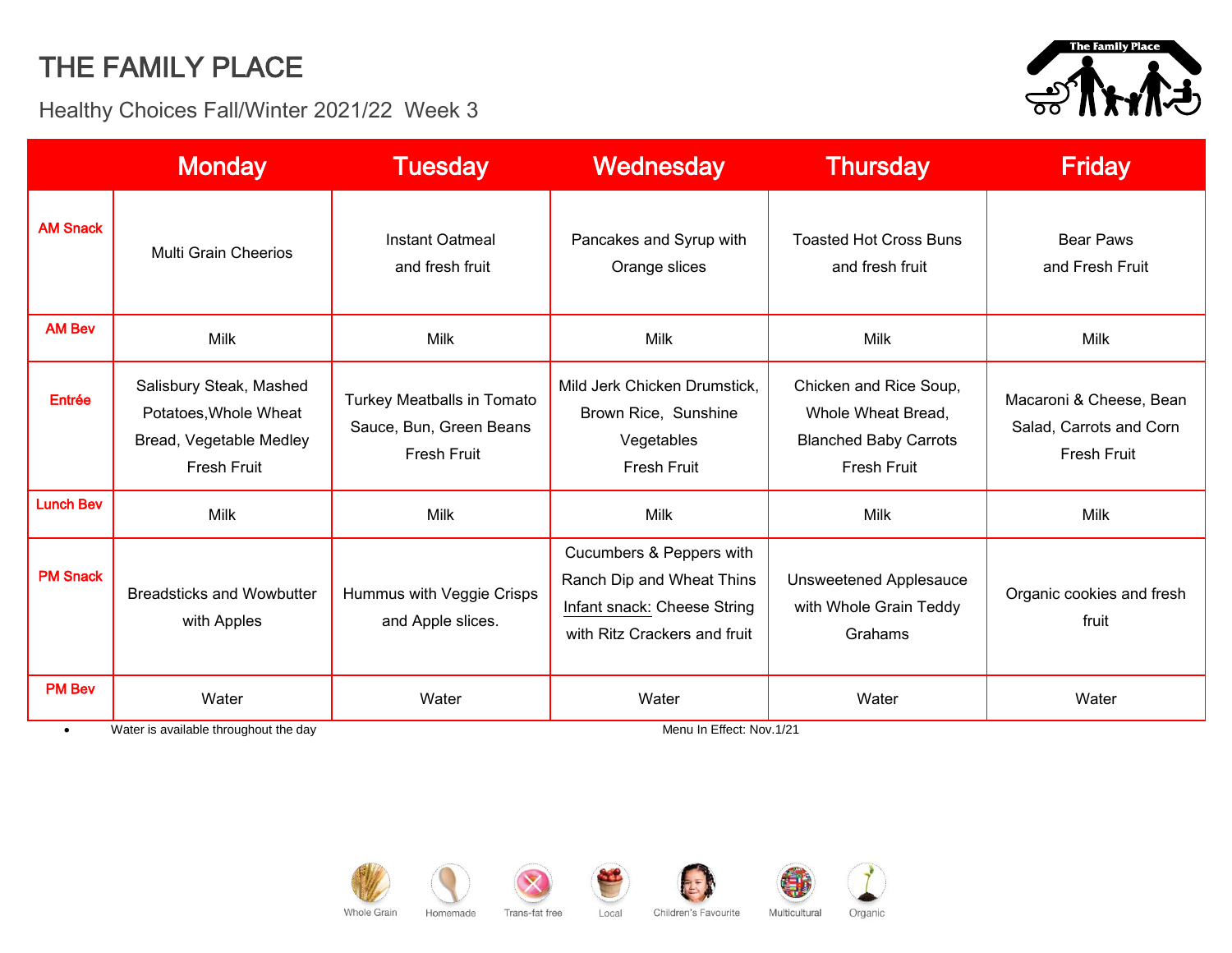# THE FAMILY PLACE

Healthy Choices Fall/Winter 2021/22 Week 3

| | Monday | Tuesday | Wednesday | Thursday | Friday |
|---|---|---|---|---|---|
| AM Snack | Multi Grain Cheerios | Instant Oatmeal and fresh fruit | Pancakes and Syrup with Orange slices | Toasted Hot Cross Buns and fresh fruit | Bear Paws and Fresh Fruit |
| AM Bev | Milk | Milk | Milk | Milk | Milk |
| Entrée | Salisbury Steak, Mashed Potatoes,Whole Wheat Bread, Vegetable Medley Fresh Fruit | Turkey Meatballs in Tomato Sauce, Bun, Green Beans Fresh Fruit | Mild Jerk Chicken Drumstick, Brown Rice, Sunshine Vegetables Fresh Fruit | Chicken and Rice Soup, Whole Wheat Bread, Blanched Baby Carrots Fresh Fruit | Macaroni & Cheese, Bean Salad, Carrots and Corn Fresh Fruit |
| Lunch Bev | Milk | Milk | Milk | Milk | Milk |
| PM Snack | Breadsticks and Wowbutter with Apples | Hummus with Veggie Crisps and Apple slices. | Cucumbers & Peppers with Ranch Dip and Wheat Thins Infant snack: Cheese String with Ritz Crackers and fruit | Unsweetened Applesauce with Whole Grain Teddy Grahams | Organic cookies and fresh fruit |
| PM Bev | Water | Water | Water | Water | Water |

- Water is available throughout the day

Menu In Effect: Nov.1/21

Whole Grain · Homemade · Trans-fat free · Local · Children's Favourite · Multicultural · Organic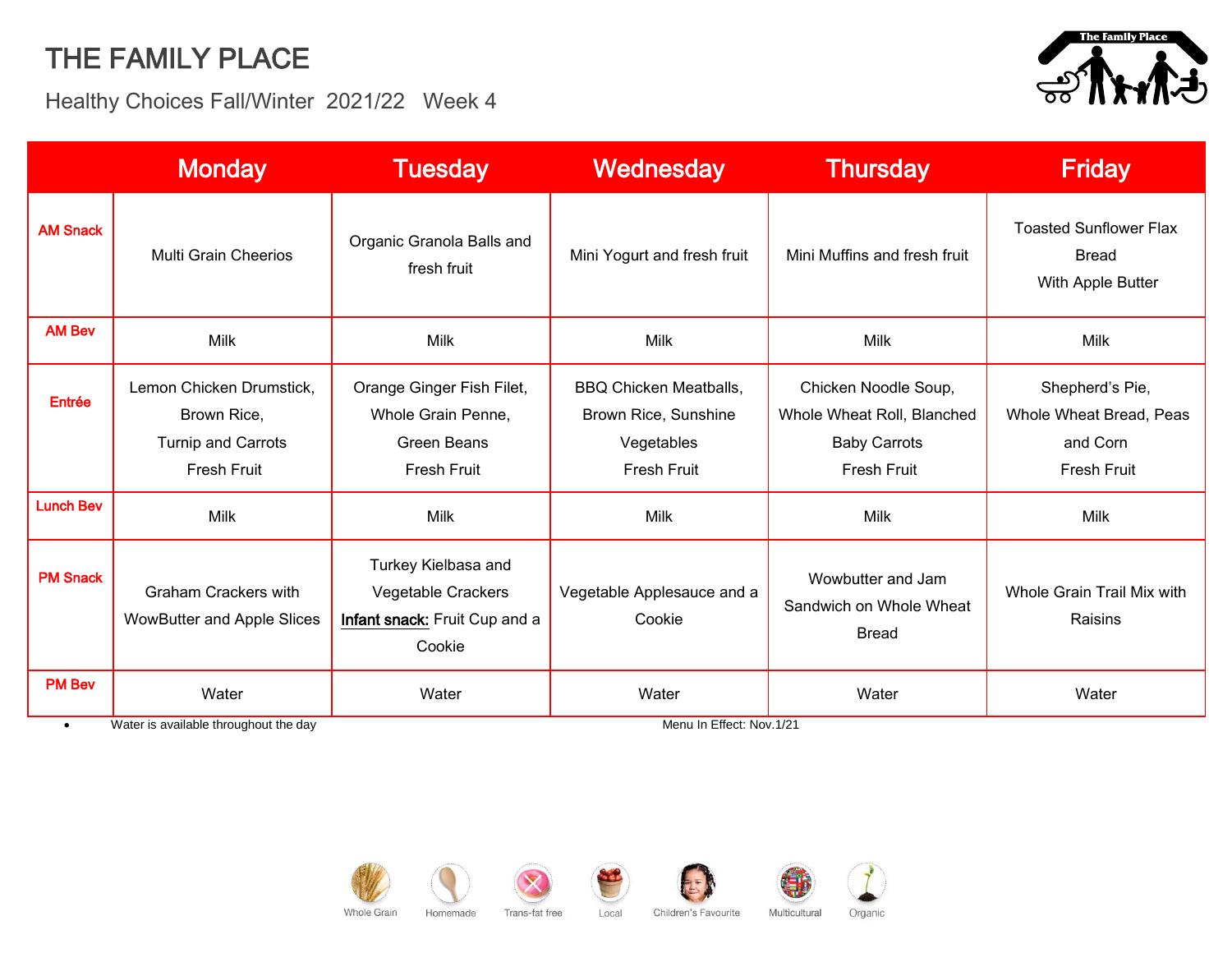# THE FAMILY PLACE

Healthy Choices Fall/Winter 2021/22 Week 4

| | Monday | Tuesday | Wednesday | Thursday | Friday |
|---|---|---|---|---|---|
| AM Snack | Multi Grain Cheerios | Organic Granola Balls and fresh fruit | Mini Yogurt and fresh fruit | Mini Muffins and fresh fruit | Toasted Sunflower Flax Bread With Apple Butter |
| AM Bev | Milk | Milk | Milk | Milk | Milk |
| Entrée | Lemon Chicken Drumstick, Brown Rice, Turnip and Carrots Fresh Fruit | Orange Ginger Fish Filet, Whole Grain Penne, Green Beans Fresh Fruit | BBQ Chicken Meatballs, Brown Rice, Sunshine Vegetables Fresh Fruit | Chicken Noodle Soup, Whole Wheat Roll, Blanched Baby Carrots Fresh Fruit | Shepherd's Pie, Whole Wheat Bread, Peas and Corn Fresh Fruit |
| Lunch Bev | Milk | Milk | Milk | Milk | Milk |
| PM Snack | Graham Crackers with WowButter and Apple Slices | Turkey Kielbasa and Vegetable Crackers **Infant snack:** Fruit Cup and a Cookie | Vegetable Applesauce and a Cookie | Wowbutter and Jam Sandwich on Whole Wheat Bread | Whole Grain Trail Mix with Raisins |
| PM Bev | Water | Water | Water | Water | Water |

- Water is available throughout the day

Menu In Effect: Nov.1/21

Whole Grain Homemade Trans-fat free Local Children's Favourite Multicultural Organic